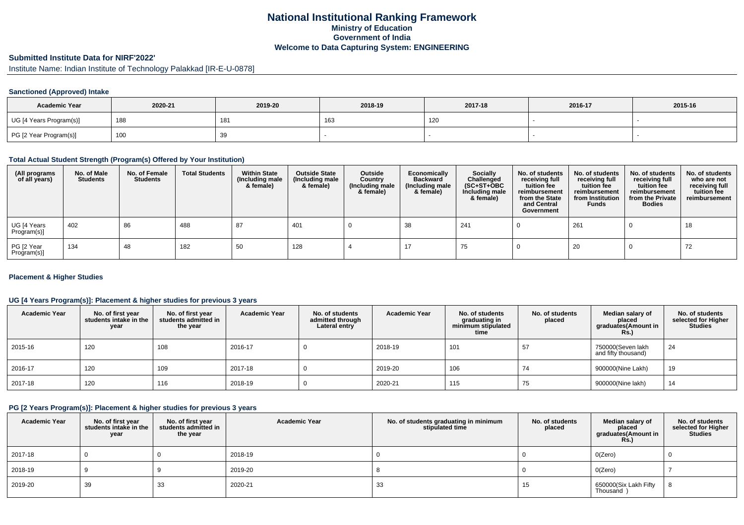# National Institutional Ranking Framework
## Ministry of Education
## Government of India
## Welcome to Data Capturing System: ENGINEERING

### Submitted Institute Data for NIRF'2022'

Institute Name: Indian Institute of Technology Palakkad [IR-E-U-0878]

#### Sanctioned (Approved) Intake

| Academic Year | 2020-21 | 2019-20 | 2018-19 | 2017-18 | 2016-17 | 2015-16 |
|---|---|---|---|---|---|---|
| UG [4 Years Program(s)] | 188 | 181 | 163 | 120 | - | - |
| PG [2 Year Program(s)] | 100 | 39 | - | - | - | - |

#### Total Actual Student Strength (Program(s) Offered by Your Institution)

| (All programs of all years) | No. of Male Students | No. of Female Students | Total Students | Within State (Including male & female) | Outside State (Including male & female) | Outside Country (Including male & female) | Economically Backward (Including male & female) | Socially Challenged (SC+ST+OBC Including male & female) | No. of students receiving full tuition fee reimbursement from the State and Central Government | No. of students receiving full tuition fee reimbursement from Institution Funds | No. of students receiving full tuition fee reimbursement from the Private Bodies | No. of students who are not receiving full tuition fee reimbursement |
|---|---|---|---|---|---|---|---|---|---|---|---|---|
| UG [4 Years Program(s)] | 402 | 86 | 488 | 87 | 401 | 0 | 38 | 241 | 0 | 261 | 0 | 18 |
| PG [2 Year Program(s)] | 134 | 48 | 182 | 50 | 128 | 4 | 17 | 75 | 0 | 20 | 0 | 72 |

#### Placement & Higher Studies

#### UG [4 Years Program(s)]: Placement & higher studies for previous 3 years

| Academic Year | No. of first year students intake in the year | No. of first year students admitted in the year | Academic Year | No. of students admitted through Lateral entry | Academic Year | No. of students graduating in minimum stipulated time | No. of students placed | Median salary of placed graduates(Amount in Rs.) | No. of students selected for Higher Studies |
|---|---|---|---|---|---|---|---|---|---|
| 2015-16 | 120 | 108 | 2016-17 | 0 | 2018-19 | 101 | 57 | 750000(Seven lakh and fifty thousand) | 24 |
| 2016-17 | 120 | 109 | 2017-18 | 0 | 2019-20 | 106 | 74 | 900000(Nine Lakh) | 19 |
| 2017-18 | 120 | 116 | 2018-19 | 0 | 2020-21 | 115 | 75 | 900000(Nine lakh) | 14 |

#### PG [2 Years Program(s)]: Placement & higher studies for previous 3 years

| Academic Year | No. of first year students intake in the year | No. of first year students admitted in the year | Academic Year | No. of students graduating in minimum stipulated time | No. of students placed | Median salary of placed graduates(Amount in Rs.) | No. of students selected for Higher Studies |
|---|---|---|---|---|---|---|---|
| 2017-18 | 0 | 0 | 2018-19 | 0 | 0 | 0(Zero) | 0 |
| 2018-19 | 9 | 9 | 2019-20 | 8 | 0 | 0(Zero) | 7 |
| 2019-20 | 39 | 33 | 2020-21 | 33 | 15 | 650000(Six Lakh Fifty Thousand ) | 8 |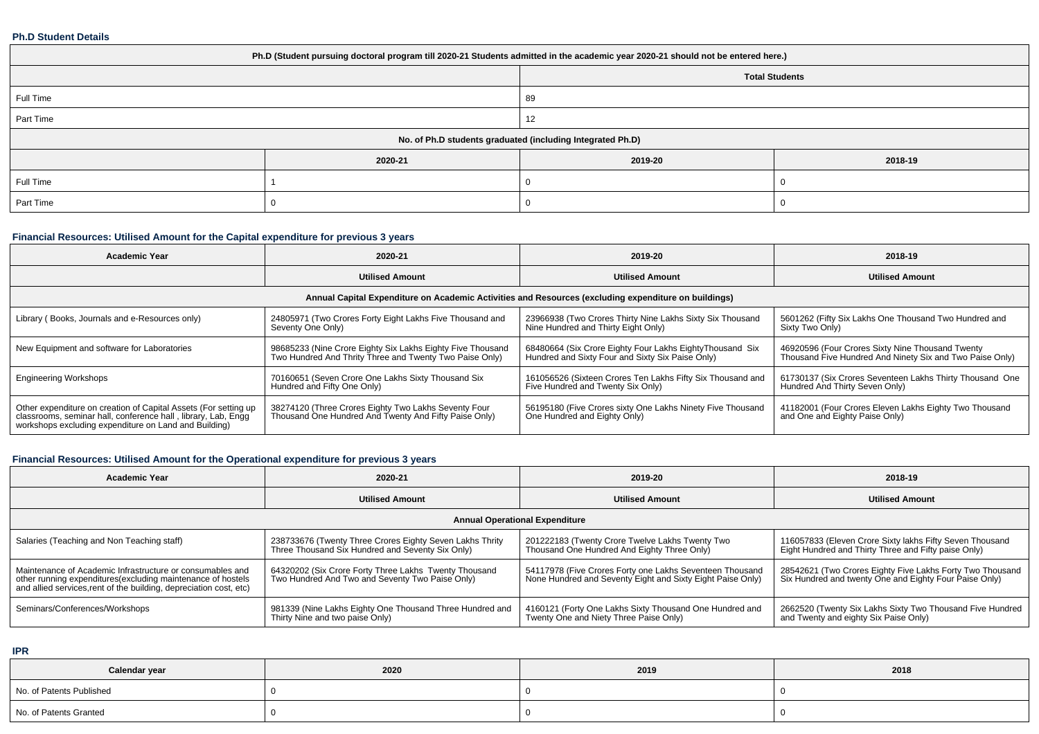### Ph.D Student Details

| Ph.D (Student pursuing doctoral program till 2020-21 Students admitted in the academic year 2020-21 should not be entered here.) | | | |
|---|---|---|---|
| | Total Students | | |
| Full Time | 89 | | |
| Part Time | 12 | | |
| No. of Ph.D students graduated (including Integrated Ph.D) | | | |
| | 2020-21 | 2019-20 | 2018-19 |
| Full Time | 1 | 0 | 0 |
| Part Time | 0 | 0 | 0 |

### Financial Resources: Utilised Amount for the Capital expenditure for previous 3 years

| Academic Year | 2020-21 | 2019-20 | 2018-19 |
|---|---|---|---|
| | Utilised Amount | Utilised Amount | Utilised Amount |
| Annual Capital Expenditure on Academic Activities and Resources (excluding expenditure on buildings) | | | |
| Library ( Books, Journals and e-Resources only) | 24805971 (Two Crores Forty Eight Lakhs Five Thousand and Seventy One Only) | 23966938 (Two Crores Thirty Nine Lakhs Sixty Six Thousand Nine Hundred and Thirty Eight Only) | 5601262 (Fifty Six Lakhs One Thousand Two Hundred and Sixty Two Only) |
| New Equipment and software for Laboratories | 98685233 (Nine Crore Eighty Six Lakhs Eighty Five Thousand Two Hundred And Thrity Three and Twenty Two Paise Only) | 68480664 (Six Crore Eighty Four Lakhs EightyThousand Six Hundred and Sixty Four and Sixty Six Paise Only) | 46920596 (Four Crores Sixty Nine Thousand Twenty Thousand Five Hundred And Ninety Six and Two Paise Only) |
| Engineering Workshops | 70160651 (Seven Crore One Lakhs Sixty Thousand Six Hundred and Fifty One Only) | 161056526 (Sixteen Crores Ten Lakhs Fifty Six Thousand and Five Hundred and Twenty Six Only) | 61730137 (Six Crores Seventeen Lakhs Thirty Thousand One Hundred And Thirty Seven Only) |
| Other expenditure on creation of Capital Assets (For setting up classrooms, seminar hall, conference hall , library, Lab, Engg workshops excluding expenditure on Land and Building) | 38274120 (Three Crores Eighty Two Lakhs Seventy Four Thousand One Hundred And Twenty And Fifty Paise Only) | 56195180 (Five Crores sixty One Lakhs Ninety Five Thousand One Hundred and Eighty Only) | 41182001 (Four Crores Eleven Lakhs Eighty Two Thousand and One and Eighty Paise Only) |

### Financial Resources: Utilised Amount for the Operational expenditure for previous 3 years

| Academic Year | 2020-21 | 2019-20 | 2018-19 |
|---|---|---|---|
| | Utilised Amount | Utilised Amount | Utilised Amount |
| Annual Operational Expenditure | | | |
| Salaries (Teaching and Non Teaching staff) | 238733676 (Twenty Three Crores Eighty Seven Lakhs Thrity Three Thousand Six Hundred and Seventy Six Only) | 201222183 (Twenty Crore Twelve Lakhs Twenty Two Thousand One Hundred And Eighty Three Only) | 116057833 (Eleven Crore Sixty lakhs Fifty Seven Thousand Eight Hundred and Thirty Three and Fifty paise Only) |
| Maintenance of Academic Infrastructure or consumables and other running expenditures(excluding maintenance of hostels and allied services,rent of the building, depreciation cost, etc) | 64320202 (Six Crore Forty Three Lakhs Twenty Thousand Two Hundred And Two and Seventy Two Paise Only) | 54117978 (Five Crores Forty one Lakhs Seventeen Thousand None Hundred and Seventy Eight and Sixty Eight Paise Only) | 28542621 (Two Crores Eighty Five Lakhs Forty Two Thousand Six Hundred and twenty One and Eighty Four Paise Only) |
| Seminars/Conferences/Workshops | 981339 (Nine Lakhs Eighty One Thousand Three Hundred and Thirty Nine and two paise Only) | 4160121 (Forty One Lakhs Sixty Thousand One Hundred and Twenty One and Niety Three Paise Only) | 2662520 (Twenty Six Lakhs Sixty Two Thousand Five Hundred and Twenty and eighty Six Paise Only) |

### IPR

| Calendar year | 2020 | 2019 | 2018 |
|---|---|---|---|
| No. of Patents Published | 0 | 0 | 0 |
| No. of Patents Granted | 0 | 0 | 0 |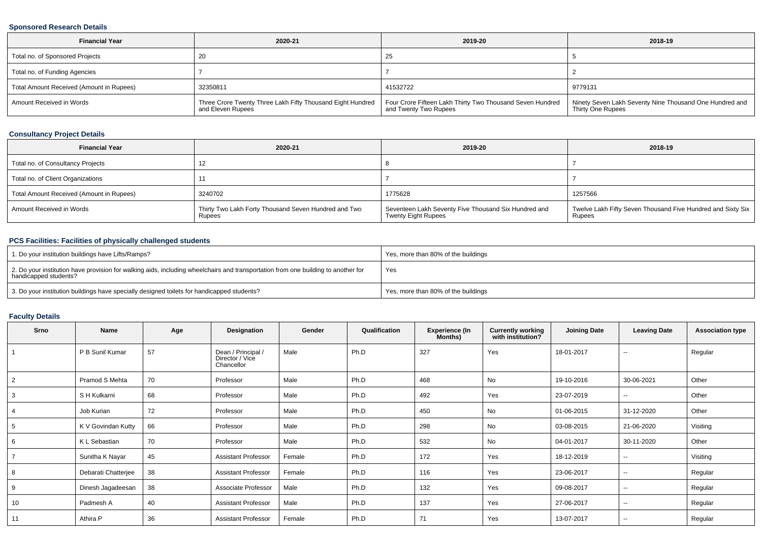### Sponsored Research Details

| Financial Year | 2020-21 | 2019-20 | 2018-19 |
| --- | --- | --- | --- |
| Total no. of Sponsored Projects | 20 | 25 | 5 |
| Total no. of Funding Agencies | 7 | 7 | 2 |
| Total Amount Received (Amount in Rupees) | 32350811 | 41532722 | 9779131 |
| Amount Received in Words | Three Crore Twenty Three Lakh Fifty Thousand Eight Hundred and Eleven Rupees | Four Crore Fifteen Lakh Thirty Two Thousand Seven Hundred and Twenty Two Rupees | Ninety Seven Lakh Seventy Nine Thousand One Hundred and Thirty One Rupees |

### Consultancy Project Details

| Financial Year | 2020-21 | 2019-20 | 2018-19 |
| --- | --- | --- | --- |
| Total no. of Consultancy Projects | 12 | 8 | 7 |
| Total no. of Client Organizations | 11 | 7 | 7 |
| Total Amount Received (Amount in Rupees) | 3240702 | 1775628 | 1257566 |
| Amount Received in Words | Thirty Two Lakh Forty Thousand Seven Hundred and Two Rupees | Seventeen Lakh Seventy Five Thousand Six Hundred and Twenty Eight Rupees | Twelve Lakh Fifty Seven Thousand Five Hundred and Sixty Six Rupees |

### PCS Facilities: Facilities of physically challenged students

| | |
| --- | --- |
| 1. Do your institution buildings have Lifts/Ramps? | Yes, more than 80% of the buildings |
| 2. Do your institution have provision for walking aids, including wheelchairs and transportation from one building to another for handicapped students? | Yes |
| 3. Do your institution buildings have specially designed toilets for handicapped students? | Yes, more than 80% of the buildings |

### Faculty Details

| Srno | Name | Age | Designation | Gender | Qualification | Experience (In Months) | Currently working with institution? | Joining Date | Leaving Date | Association type |
| --- | --- | --- | --- | --- | --- | --- | --- | --- | --- | --- |
| 1 | P B Sunil Kumar | 57 | Dean / Principal / Director / Vice Chancellor | Male | Ph.D | 327 | Yes | 18-01-2017 | -- | Regular |
| 2 | Pramod S Mehta | 70 | Professor | Male | Ph.D | 468 | No | 19-10-2016 | 30-06-2021 | Other |
| 3 | S H Kulkarni | 68 | Professor | Male | Ph.D | 492 | Yes | 23-07-2019 | -- | Other |
| 4 | Job Kurian | 72 | Professor | Male | Ph.D | 450 | No | 01-06-2015 | 31-12-2020 | Other |
| 5 | K V Govindan Kutty | 66 | Professor | Male | Ph.D | 298 | No | 03-08-2015 | 21-06-2020 | Visiting |
| 6 | K L Sebastian | 70 | Professor | Male | Ph.D | 532 | No | 04-01-2017 | 30-11-2020 | Other |
| 7 | Sunitha K Nayar | 45 | Assistant Professor | Female | Ph.D | 172 | Yes | 18-12-2019 | -- | Visiting |
| 8 | Debarati Chatterjee | 38 | Assistant Professor | Female | Ph.D | 116 | Yes | 23-06-2017 | -- | Regular |
| 9 | Dinesh Jagadeesan | 38 | Associate Professor | Male | Ph.D | 132 | Yes | 09-08-2017 | -- | Regular |
| 10 | Padmesh A | 40 | Assistant Professor | Male | Ph.D | 137 | Yes | 27-06-2017 | -- | Regular |
| 11 | Athira P | 36 | Assistant Professor | Female | Ph.D | 71 | Yes | 13-07-2017 | -- | Regular |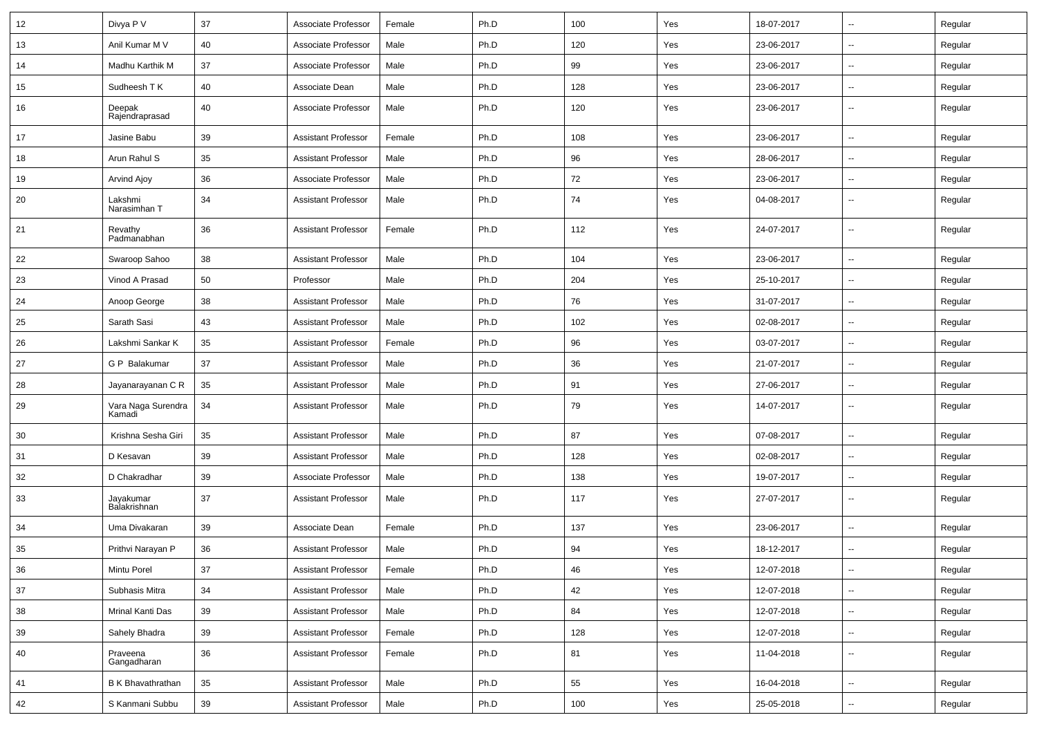| 12 | Divya P V | 37 | Associate Professor | Female | Ph.D | 100 | Yes | 18-07-2017 | -- | Regular |
|---|---|---|---|---|---|---|---|---|---|---|
| 13 | Anil Kumar M V | 40 | Associate Professor | Male | Ph.D | 120 | Yes | 23-06-2017 | -- | Regular |
| 14 | Madhu Karthik M | 37 | Associate Professor | Male | Ph.D | 99 | Yes | 23-06-2017 | -- | Regular |
| 15 | Sudheesh T K | 40 | Associate Dean | Male | Ph.D | 128 | Yes | 23-06-2017 | -- | Regular |
| 16 | Deepak Rajendraprasad | 40 | Associate Professor | Male | Ph.D | 120 | Yes | 23-06-2017 | -- | Regular |
| 17 | Jasine Babu | 39 | Assistant Professor | Female | Ph.D | 108 | Yes | 23-06-2017 | -- | Regular |
| 18 | Arun Rahul S | 35 | Assistant Professor | Male | Ph.D | 96 | Yes | 28-06-2017 | -- | Regular |
| 19 | Arvind Ajoy | 36 | Associate Professor | Male | Ph.D | 72 | Yes | 23-06-2017 | -- | Regular |
| 20 | Lakshmi Narasimhan T | 34 | Assistant Professor | Male | Ph.D | 74 | Yes | 04-08-2017 | -- | Regular |
| 21 | Revathy Padmanabhan | 36 | Assistant Professor | Female | Ph.D | 112 | Yes | 24-07-2017 | -- | Regular |
| 22 | Swaroop Sahoo | 38 | Assistant Professor | Male | Ph.D | 104 | Yes | 23-06-2017 | -- | Regular |
| 23 | Vinod A Prasad | 50 | Professor | Male | Ph.D | 204 | Yes | 25-10-2017 | -- | Regular |
| 24 | Anoop George | 38 | Assistant Professor | Male | Ph.D | 76 | Yes | 31-07-2017 | -- | Regular |
| 25 | Sarath Sasi | 43 | Assistant Professor | Male | Ph.D | 102 | Yes | 02-08-2017 | -- | Regular |
| 26 | Lakshmi Sankar K | 35 | Assistant Professor | Female | Ph.D | 96 | Yes | 03-07-2017 | -- | Regular |
| 27 | G P Balakumar | 37 | Assistant Professor | Male | Ph.D | 36 | Yes | 21-07-2017 | -- | Regular |
| 28 | Jayanarayanan C R | 35 | Assistant Professor | Male | Ph.D | 91 | Yes | 27-06-2017 | -- | Regular |
| 29 | Vara Naga Surendra Kamadi | 34 | Assistant Professor | Male | Ph.D | 79 | Yes | 14-07-2017 | -- | Regular |
| 30 | Krishna Sesha Giri | 35 | Assistant Professor | Male | Ph.D | 87 | Yes | 07-08-2017 | -- | Regular |
| 31 | D Kesavan | 39 | Assistant Professor | Male | Ph.D | 128 | Yes | 02-08-2017 | -- | Regular |
| 32 | D Chakradhar | 39 | Associate Professor | Male | Ph.D | 138 | Yes | 19-07-2017 | -- | Regular |
| 33 | Jayakumar Balakrishnan | 37 | Assistant Professor | Male | Ph.D | 117 | Yes | 27-07-2017 | -- | Regular |
| 34 | Uma Divakaran | 39 | Associate Dean | Female | Ph.D | 137 | Yes | 23-06-2017 | -- | Regular |
| 35 | Prithvi Narayan P | 36 | Assistant Professor | Male | Ph.D | 94 | Yes | 18-12-2017 | -- | Regular |
| 36 | Mintu Porel | 37 | Assistant Professor | Female | Ph.D | 46 | Yes | 12-07-2018 | -- | Regular |
| 37 | Subhasis Mitra | 34 | Assistant Professor | Male | Ph.D | 42 | Yes | 12-07-2018 | -- | Regular |
| 38 | Mrinal Kanti Das | 39 | Assistant Professor | Male | Ph.D | 84 | Yes | 12-07-2018 | -- | Regular |
| 39 | Sahely Bhadra | 39 | Assistant Professor | Female | Ph.D | 128 | Yes | 12-07-2018 | -- | Regular |
| 40 | Praveena Gangadharan | 36 | Assistant Professor | Female | Ph.D | 81 | Yes | 11-04-2018 | -- | Regular |
| 41 | B K Bhavathrathan | 35 | Assistant Professor | Male | Ph.D | 55 | Yes | 16-04-2018 | -- | Regular |
| 42 | S Kanmani Subbu | 39 | Assistant Professor | Male | Ph.D | 100 | Yes | 25-05-2018 | -- | Regular |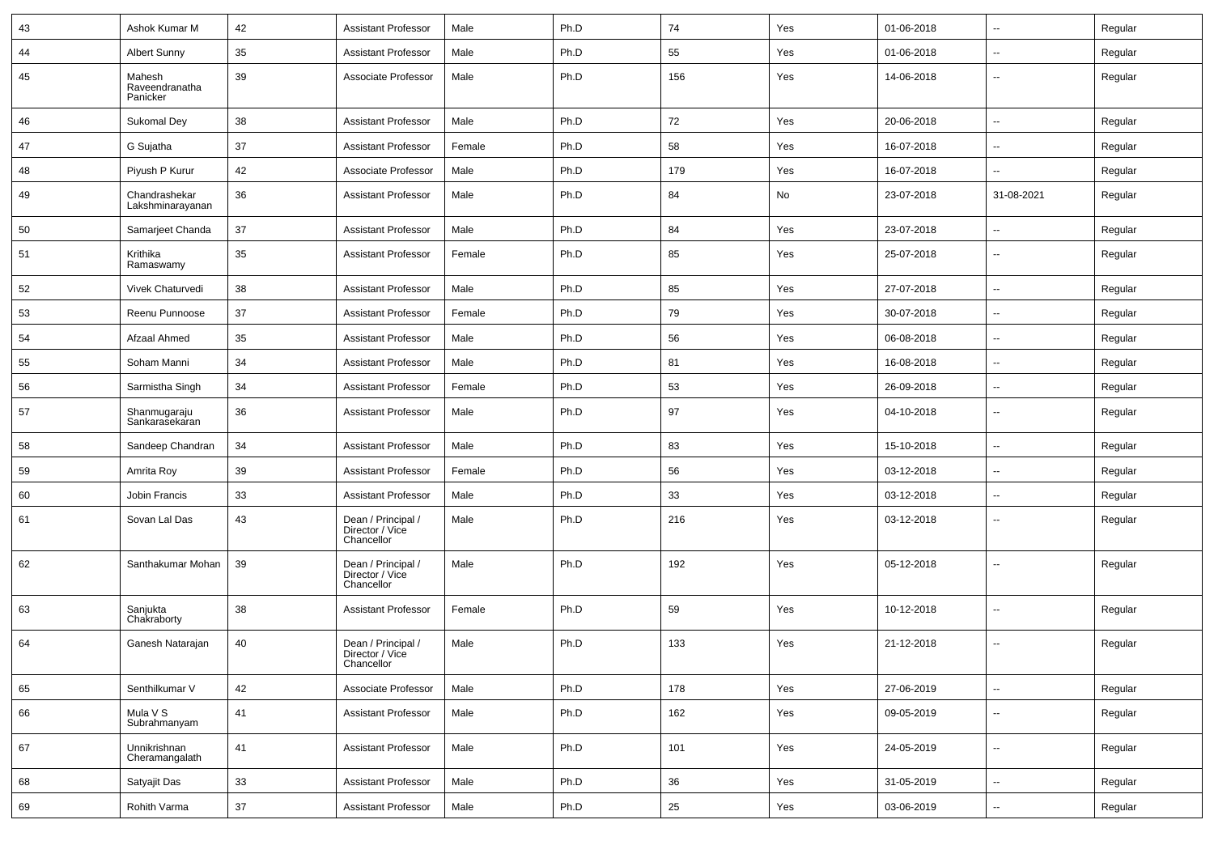| 43 | Ashok Kumar M | 42 | Assistant Professor | Male | Ph.D | 74 | Yes | 01-06-2018 | -- | Regular |
|---|---|---|---|---|---|---|---|---|---|---|
| 44 | Albert Sunny | 35 | Assistant Professor | Male | Ph.D | 55 | Yes | 01-06-2018 | -- | Regular |
| 45 | Mahesh Raveendranatha Panicker | 39 | Associate Professor | Male | Ph.D | 156 | Yes | 14-06-2018 | -- | Regular |
| 46 | Sukomal Dey | 38 | Assistant Professor | Male | Ph.D | 72 | Yes | 20-06-2018 | -- | Regular |
| 47 | G Sujatha | 37 | Assistant Professor | Female | Ph.D | 58 | Yes | 16-07-2018 | -- | Regular |
| 48 | Piyush P Kurur | 42 | Associate Professor | Male | Ph.D | 179 | Yes | 16-07-2018 | -- | Regular |
| 49 | Chandrashekar Lakshminarayanan | 36 | Assistant Professor | Male | Ph.D | 84 | No | 23-07-2018 | 31-08-2021 | Regular |
| 50 | Samarjeet Chanda | 37 | Assistant Professor | Male | Ph.D | 84 | Yes | 23-07-2018 | -- | Regular |
| 51 | Krithika Ramaswamy | 35 | Assistant Professor | Female | Ph.D | 85 | Yes | 25-07-2018 | -- | Regular |
| 52 | Vivek Chaturvedi | 38 | Assistant Professor | Male | Ph.D | 85 | Yes | 27-07-2018 | -- | Regular |
| 53 | Reenu Punnoose | 37 | Assistant Professor | Female | Ph.D | 79 | Yes | 30-07-2018 | -- | Regular |
| 54 | Afzaal Ahmed | 35 | Assistant Professor | Male | Ph.D | 56 | Yes | 06-08-2018 | -- | Regular |
| 55 | Soham Manni | 34 | Assistant Professor | Male | Ph.D | 81 | Yes | 16-08-2018 | -- | Regular |
| 56 | Sarmistha Singh | 34 | Assistant Professor | Female | Ph.D | 53 | Yes | 26-09-2018 | -- | Regular |
| 57 | Shanmugaraju Sankarasekaran | 36 | Assistant Professor | Male | Ph.D | 97 | Yes | 04-10-2018 | -- | Regular |
| 58 | Sandeep Chandran | 34 | Assistant Professor | Male | Ph.D | 83 | Yes | 15-10-2018 | -- | Regular |
| 59 | Amrita Roy | 39 | Assistant Professor | Female | Ph.D | 56 | Yes | 03-12-2018 | -- | Regular |
| 60 | Jobin Francis | 33 | Assistant Professor | Male | Ph.D | 33 | Yes | 03-12-2018 | -- | Regular |
| 61 | Sovan Lal Das | 43 | Dean / Principal / Director / Vice Chancellor | Male | Ph.D | 216 | Yes | 03-12-2018 | -- | Regular |
| 62 | Santhakumar Mohan | 39 | Dean / Principal / Director / Vice Chancellor | Male | Ph.D | 192 | Yes | 05-12-2018 | -- | Regular |
| 63 | Sanjukta Chakraborty | 38 | Assistant Professor | Female | Ph.D | 59 | Yes | 10-12-2018 | -- | Regular |
| 64 | Ganesh Natarajan | 40 | Dean / Principal / Director / Vice Chancellor | Male | Ph.D | 133 | Yes | 21-12-2018 | -- | Regular |
| 65 | Senthilkumar V | 42 | Associate Professor | Male | Ph.D | 178 | Yes | 27-06-2019 | -- | Regular |
| 66 | Mula V S Subrahmanyam | 41 | Assistant Professor | Male | Ph.D | 162 | Yes | 09-05-2019 | -- | Regular |
| 67 | Unnikrishnan Cheramangalath | 41 | Assistant Professor | Male | Ph.D | 101 | Yes | 24-05-2019 | -- | Regular |
| 68 | Satyajit Das | 33 | Assistant Professor | Male | Ph.D | 36 | Yes | 31-05-2019 | -- | Regular |
| 69 | Rohith Varma | 37 | Assistant Professor | Male | Ph.D | 25 | Yes | 03-06-2019 | -- | Regular |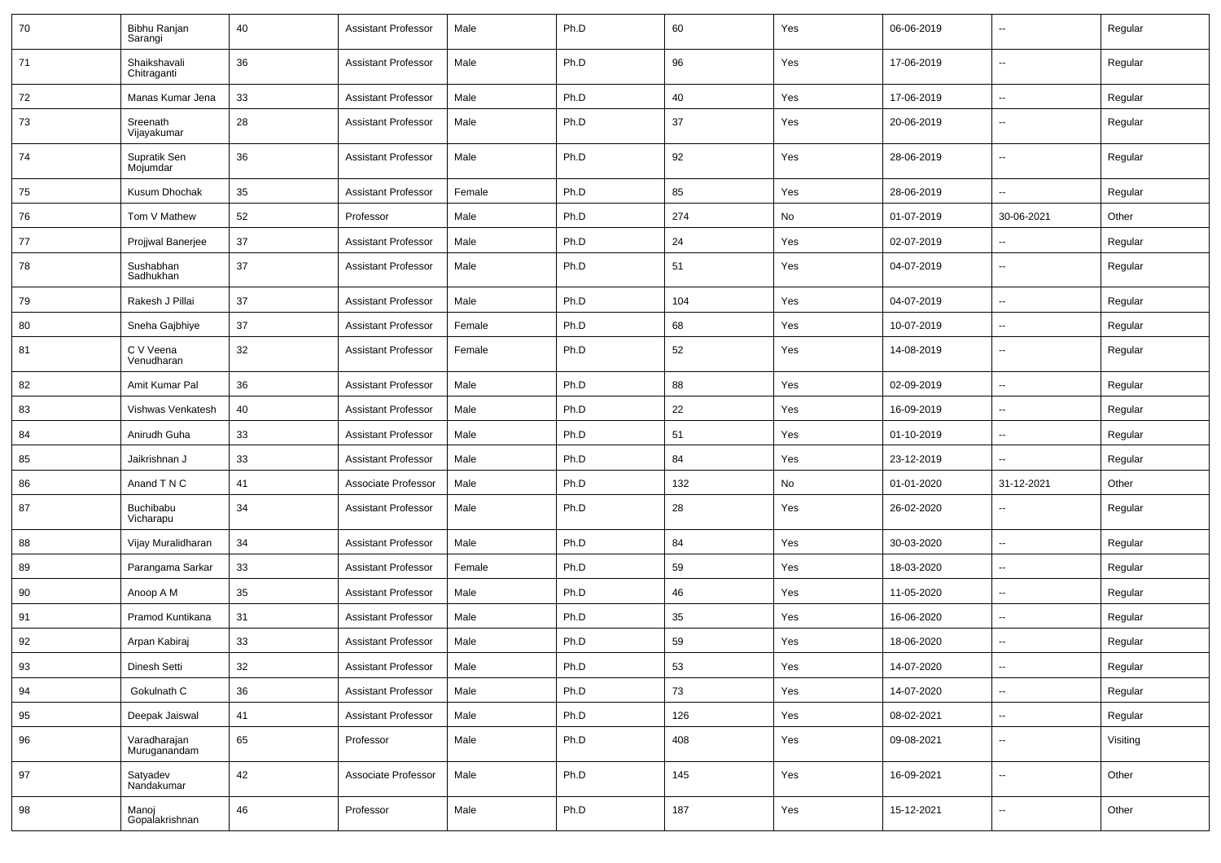| 70 | Bibhu Ranjan Sarangi | 40 | Assistant Professor | Male | Ph.D | 60 | Yes | 06-06-2019 | -- | Regular |
|---|---|---|---|---|---|---|---|---|---|---|
| 71 | Shaikshavali Chitraganti | 36 | Assistant Professor | Male | Ph.D | 96 | Yes | 17-06-2019 | -- | Regular |
| 72 | Manas Kumar Jena | 33 | Assistant Professor | Male | Ph.D | 40 | Yes | 17-06-2019 | -- | Regular |
| 73 | Sreenath Vijayakumar | 28 | Assistant Professor | Male | Ph.D | 37 | Yes | 20-06-2019 | -- | Regular |
| 74 | Supratik Sen Mojumdar | 36 | Assistant Professor | Male | Ph.D | 92 | Yes | 28-06-2019 | -- | Regular |
| 75 | Kusum Dhochak | 35 | Assistant Professor | Female | Ph.D | 85 | Yes | 28-06-2019 | -- | Regular |
| 76 | Tom V Mathew | 52 | Professor | Male | Ph.D | 274 | No | 01-07-2019 | 30-06-2021 | Other |
| 77 | Projjwal Banerjee | 37 | Assistant Professor | Male | Ph.D | 24 | Yes | 02-07-2019 | -- | Regular |
| 78 | Sushabhan Sadhukhan | 37 | Assistant Professor | Male | Ph.D | 51 | Yes | 04-07-2019 | -- | Regular |
| 79 | Rakesh J Pillai | 37 | Assistant Professor | Male | Ph.D | 104 | Yes | 04-07-2019 | -- | Regular |
| 80 | Sneha Gajbhiye | 37 | Assistant Professor | Female | Ph.D | 68 | Yes | 10-07-2019 | -- | Regular |
| 81 | C V Veena Venudharan | 32 | Assistant Professor | Female | Ph.D | 52 | Yes | 14-08-2019 | -- | Regular |
| 82 | Amit Kumar Pal | 36 | Assistant Professor | Male | Ph.D | 88 | Yes | 02-09-2019 | -- | Regular |
| 83 | Vishwas Venkatesh | 40 | Assistant Professor | Male | Ph.D | 22 | Yes | 16-09-2019 | -- | Regular |
| 84 | Anirudh Guha | 33 | Assistant Professor | Male | Ph.D | 51 | Yes | 01-10-2019 | -- | Regular |
| 85 | Jaikrishnan J | 33 | Assistant Professor | Male | Ph.D | 84 | Yes | 23-12-2019 | -- | Regular |
| 86 | Anand T N C | 41 | Associate Professor | Male | Ph.D | 132 | No | 01-01-2020 | 31-12-2021 | Other |
| 87 | Buchibabu Vicharapu | 34 | Assistant Professor | Male | Ph.D | 28 | Yes | 26-02-2020 | -- | Regular |
| 88 | Vijay Muralidharan | 34 | Assistant Professor | Male | Ph.D | 84 | Yes | 30-03-2020 | -- | Regular |
| 89 | Parangama Sarkar | 33 | Assistant Professor | Female | Ph.D | 59 | Yes | 18-03-2020 | -- | Regular |
| 90 | Anoop A M | 35 | Assistant Professor | Male | Ph.D | 46 | Yes | 11-05-2020 | -- | Regular |
| 91 | Pramod Kuntikana | 31 | Assistant Professor | Male | Ph.D | 35 | Yes | 16-06-2020 | -- | Regular |
| 92 | Arpan Kabiraj | 33 | Assistant Professor | Male | Ph.D | 59 | Yes | 18-06-2020 | -- | Regular |
| 93 | Dinesh Setti | 32 | Assistant Professor | Male | Ph.D | 53 | Yes | 14-07-2020 | -- | Regular |
| 94 | Gokulnath C | 36 | Assistant Professor | Male | Ph.D | 73 | Yes | 14-07-2020 | -- | Regular |
| 95 | Deepak Jaiswal | 41 | Assistant Professor | Male | Ph.D | 126 | Yes | 08-02-2021 | -- | Regular |
| 96 | Varadharajan Muruganandam | 65 | Professor | Male | Ph.D | 408 | Yes | 09-08-2021 | -- | Visiting |
| 97 | Satyadev Nandakumar | 42 | Associate Professor | Male | Ph.D | 145 | Yes | 16-09-2021 | -- | Other |
| 98 | Manoj Gopalakrishnan | 46 | Professor | Male | Ph.D | 187 | Yes | 15-12-2021 | -- | Other |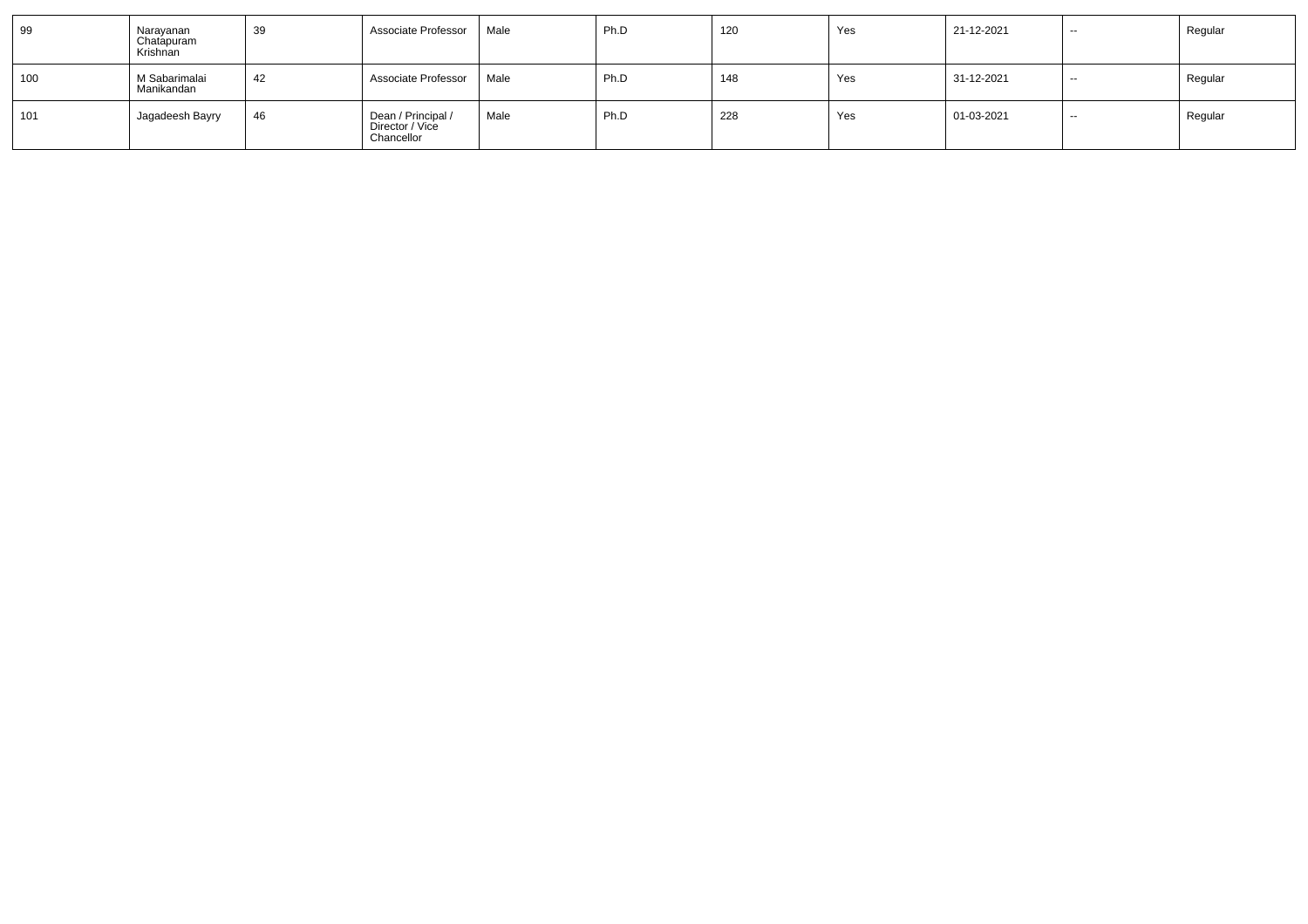| | | | | | | | | | | |
|---|---|---|---|---|---|---|---|---|---|---|
| 99 | Narayanan Chatapuram Krishnan | 39 | Associate Professor | Male | Ph.D | 120 | Yes | 21-12-2021 | -- | Regular |
| 100 | M Sabarimalai Manikandan | 42 | Associate Professor | Male | Ph.D | 148 | Yes | 31-12-2021 | -- | Regular |
| 101 | Jagadeesh Bayry | 46 | Dean / Principal / Director / Vice Chancellor | Male | Ph.D | 228 | Yes | 01-03-2021 | -- | Regular |